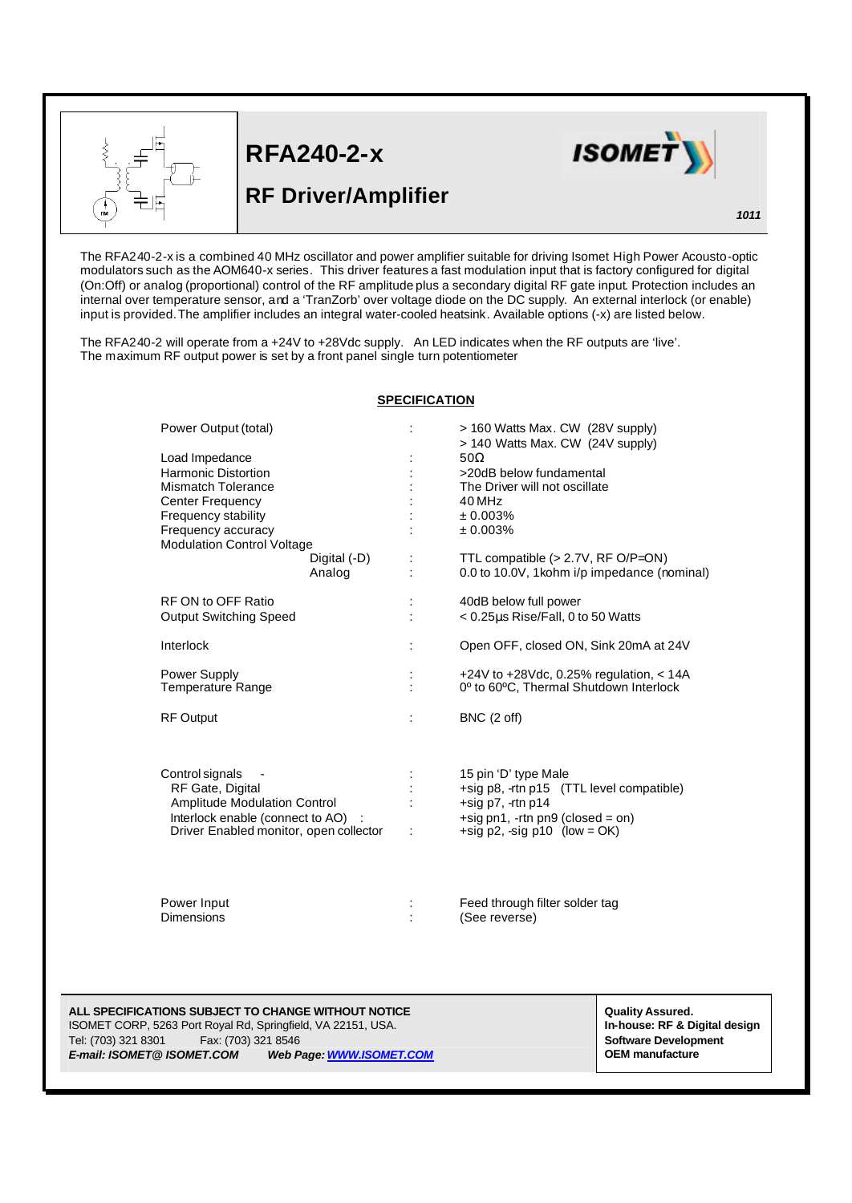# RFA240-2-x

## RF Driver/Amplifier

ISOMET

*1011*

The RFA240-2-x is a combined 40 MHz oscillator and power amplifier suitable for driving Isomet High Power Acousto-optic modulators such as the AOM640-x series. This driver features a fast modulation input that is factory configured for digital (On:Off) or analog (proportional) control of the RF amplitude plus a secondary digital RF gate input. Protection includes an internal over temperature sensor, and a 'TranZorb' over voltage diode on the DC supply. An external interlock (or enable) input is provided. The amplifier includes an integral water-cooled heatsink. Available options (-x) are listed below.

The RFA240-2 will operate from a +24V to +28Vdc supply. An LED indicates when the RF outputs are 'live'.
The maximum RF output power is set by a front panel single turn potentiometer

**SPECIFICATION**

| | | |
|---|---|---|
| Power Output (total) | : | > 160 Watts Max. CW (28V supply)<br>> 140 Watts Max. CW (24V supply) |
| Load Impedance | : | 50Ω |
| Harmonic Distortion | : | >20dB below fundamental |
| Mismatch Tolerance | : | The Driver will not oscillate |
| Center Frequency | : | 40 MHz |
| Frequency stability | : | ± 0.003% |
| Frequency accuracy | : | ± 0.003% |
| Modulation Control Voltage | | |
| Digital (-D) | : | TTL compatible (> 2.7V, RF O/P=ON) |
| Analog | : | 0.0 to 10.0V, 1kohm i/p impedance (nominal) |
| RF ON to OFF Ratio | : | 40dB below full power |
| Output Switching Speed | : | < 0.25µs Rise/Fall, 0 to 50 Watts |
| Interlock | : | Open OFF, closed ON, Sink 20mA at 24V |
| Power Supply | : | +24V to +28Vdc, 0.25% regulation, < 14A |
| Temperature Range | : | 0º to 60ºC, Thermal Shutdown Interlock |
| RF Output | : | BNC (2 off) |
| Control signals - | : | 15 pin 'D' type Male |
| RF Gate, Digital | : | +sig p8, -rtn p15 (TTL level compatible) |
| Amplitude Modulation Control | : | +sig p7, -rtn p14 |
| Interlock enable (connect to AO) | : | +sig pn1, -rtn pn9 (closed = on) |
| Driver Enabled monitor, open collector | : | +sig p2, -sig p10 (low = OK) |
| Power Input | : | Feed through filter solder tag |
| Dimensions | : | (See reverse) |

**ALL SPECIFICATIONS SUBJECT TO CHANGE WITHOUT NOTICE**
ISOMET CORP, 5263 Port Royal Rd, Springfield, VA 22151, USA.
Tel: (703) 321 8301 Fax: (703) 321 8546
***E-mail: ISOMET@ ISOMET.COM*** ***Web Page: WWW.ISOMET.COM***

**Quality Assured.**
**In-house: RF & Digital design**
**Software Development**
**OEM manufacture**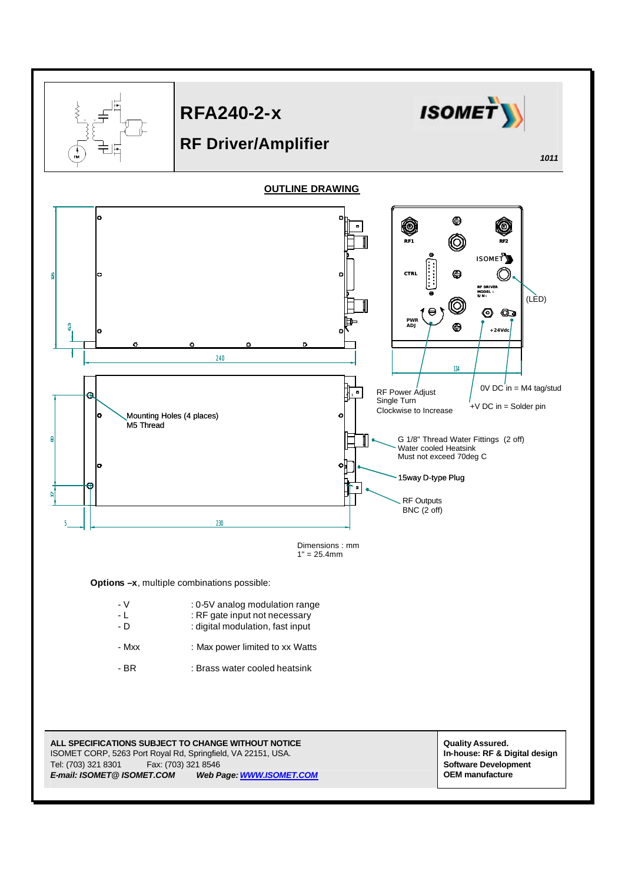# RFA240-2-x

## RF Driver/Amplifier

ISOMET

*1011*

**OUTLINE DRAWING**

125
63
240
114
RF1
RF2
ISOMET
CTRL
RF DRIVER
MODEL :
S/ N :
(LED)
PWR
ADJ
+24Vdc

RF Power Adjust
Single Turn
Clockwise to Increase

0V DC in = M4 tag/stud

+V DC in = Solder pin

Mounting Holes (4 places)
M5 Thread

80
17
5
230

G 1/8" Thread Water Fittings (2 off)
Water cooled Heatsink
Must not exceed 70deg C

15way D-type Plug

RF Outputs
BNC (2 off)

Dimensions : mm
1" = 25.4mm

**Options –x**, multiple combinations possible:

| | |
|---|---|
| - V | : 0-5V analog modulation range |
| - L | : RF gate input not necessary |
| - D | : digital modulation, fast input |
| - Mxx | : Max power limited to xx Watts |
| - BR | : Brass water cooled heatsink |

**ALL SPECIFICATIONS SUBJECT TO CHANGE WITHOUT NOTICE**
ISOMET CORP, 5263 Port Royal Rd, Springfield, VA 22151, USA.
Tel: (703) 321 8301 Fax: (703) 321 8546
***E-mail: ISOMET@ ISOMET.COM*** ***Web Page: WWW.ISOMET.COM***

**Quality Assured.**
**In-house: RF & Digital design**
**Software Development**
**OEM manufacture**